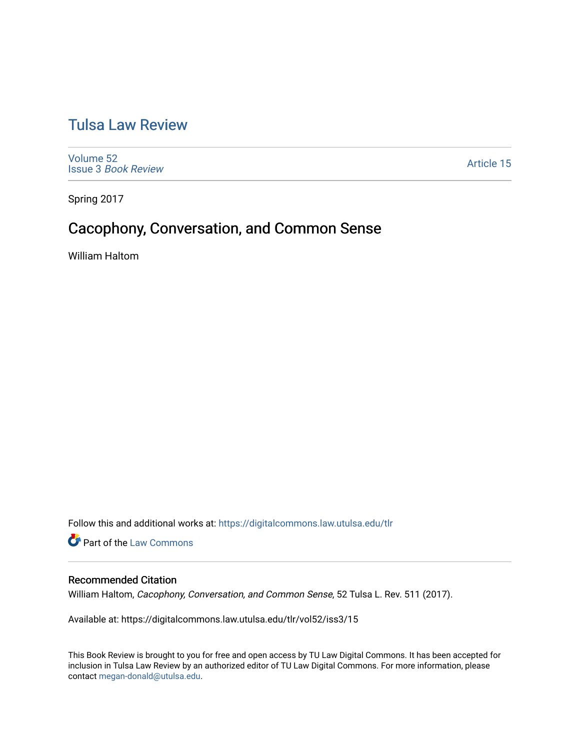# Tulsa Law Review

Volume 52
Issue 3 *Book Review*

Article 15

Spring 2017

## Cacophony, Conversation, and Common Sense

William Haltom

Follow this and additional works at: https://digitalcommons.law.utulsa.edu/tlr

Part of the Law Commons

### Recommended Citation

William Haltom, *Cacophony, Conversation, and Common Sense*, 52 Tulsa L. Rev. 511 (2017).

Available at: https://digitalcommons.law.utulsa.edu/tlr/vol52/iss3/15

This Book Review is brought to you for free and open access by TU Law Digital Commons. It has been accepted for inclusion in Tulsa Law Review by an authorized editor of TU Law Digital Commons. For more information, please contact megan-donald@utulsa.edu.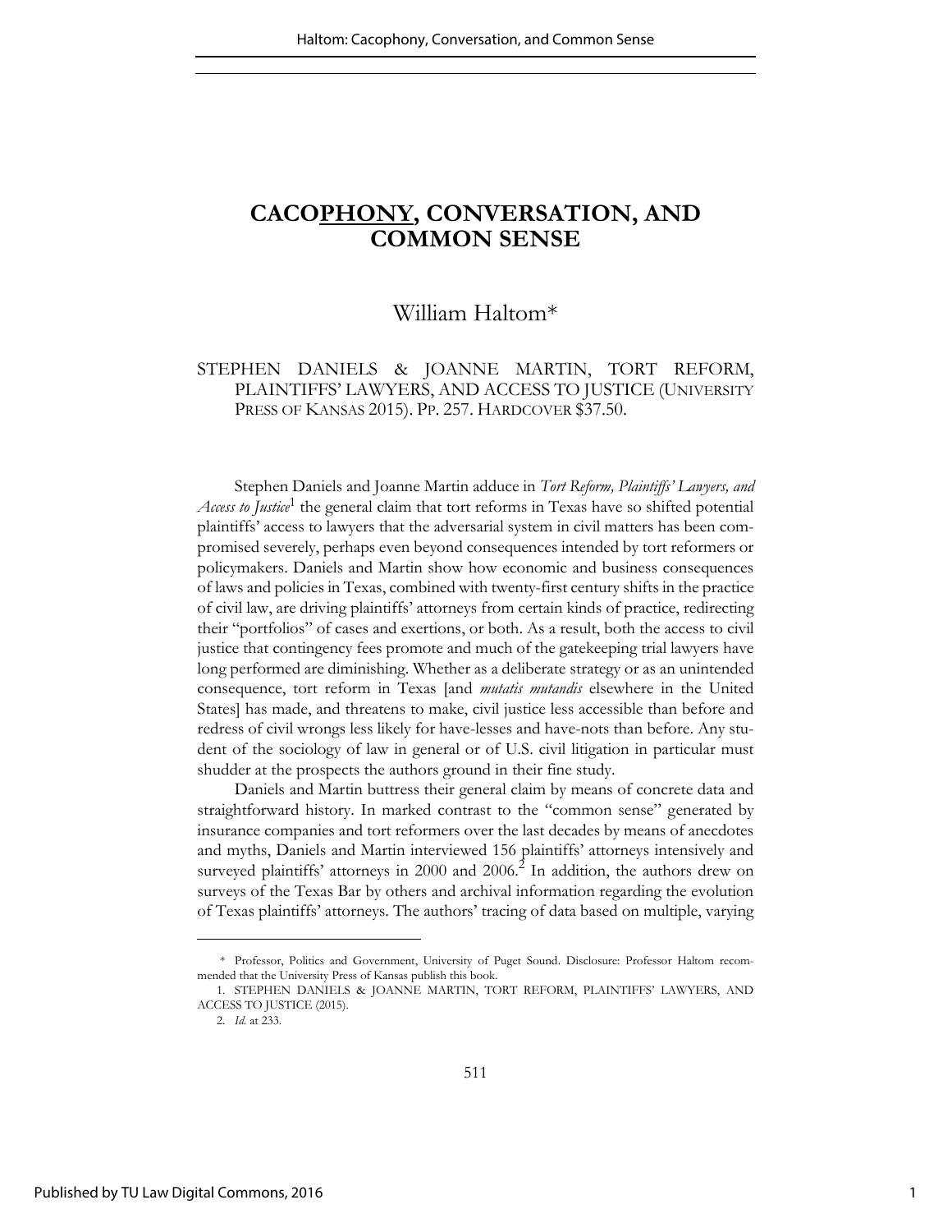# CACOPHONY, CONVERSATION, AND COMMON SENSE

William Haltom*

STEPHEN DANIELS & JOANNE MARTIN, TORT REFORM, PLAINTIFFS' LAWYERS, AND ACCESS TO JUSTICE (UNIVERSITY PRESS OF KANSAS 2015). PP. 257. HARDCOVER $37.50.

Stephen Daniels and Joanne Martin adduce in *Tort Reform, Plaintiffs' Lawyers, and Access to Justice*[1] the general claim that tort reforms in Texas have so shifted potential plaintiffs' access to lawyers that the adversarial system in civil matters has been compromised severely, perhaps even beyond consequences intended by tort reformers or policymakers. Daniels and Martin show how economic and business consequences of laws and policies in Texas, combined with twenty-first century shifts in the practice of civil law, are driving plaintiffs' attorneys from certain kinds of practice, redirecting their "portfolios" of cases and exertions, or both. As a result, both the access to civil justice that contingency fees promote and much of the gatekeeping trial lawyers have long performed are diminishing. Whether as a deliberate strategy or as an unintended consequence, tort reform in Texas [and *mutatis mutandis* elsewhere in the United States] has made, and threatens to make, civil justice less accessible than before and redress of civil wrongs less likely for have-lesses and have-nots than before. Any student of the sociology of law in general or of U.S. civil litigation in particular must shudder at the prospects the authors ground in their fine study.

Daniels and Martin buttress their general claim by means of concrete data and straightforward history. In marked contrast to the "common sense" generated by insurance companies and tort reformers over the last decades by means of anecdotes and myths, Daniels and Martin interviewed 156 plaintiffs' attorneys intensively and surveyed plaintiffs' attorneys in 2000 and 2006.[2] In addition, the authors drew on surveys of the Texas Bar by others and archival information regarding the evolution of Texas plaintiffs' attorneys. The authors' tracing of data based on multiple, varying

---

\* Professor, Politics and Government, University of Puget Sound. Disclosure: Professor Haltom recommended that the University Press of Kansas publish this book.

1. STEPHEN DANIELS & JOANNE MARTIN, TORT REFORM, PLAINTIFFS' LAWYERS, AND ACCESS TO JUSTICE (2015).

2. *Id.* at 233.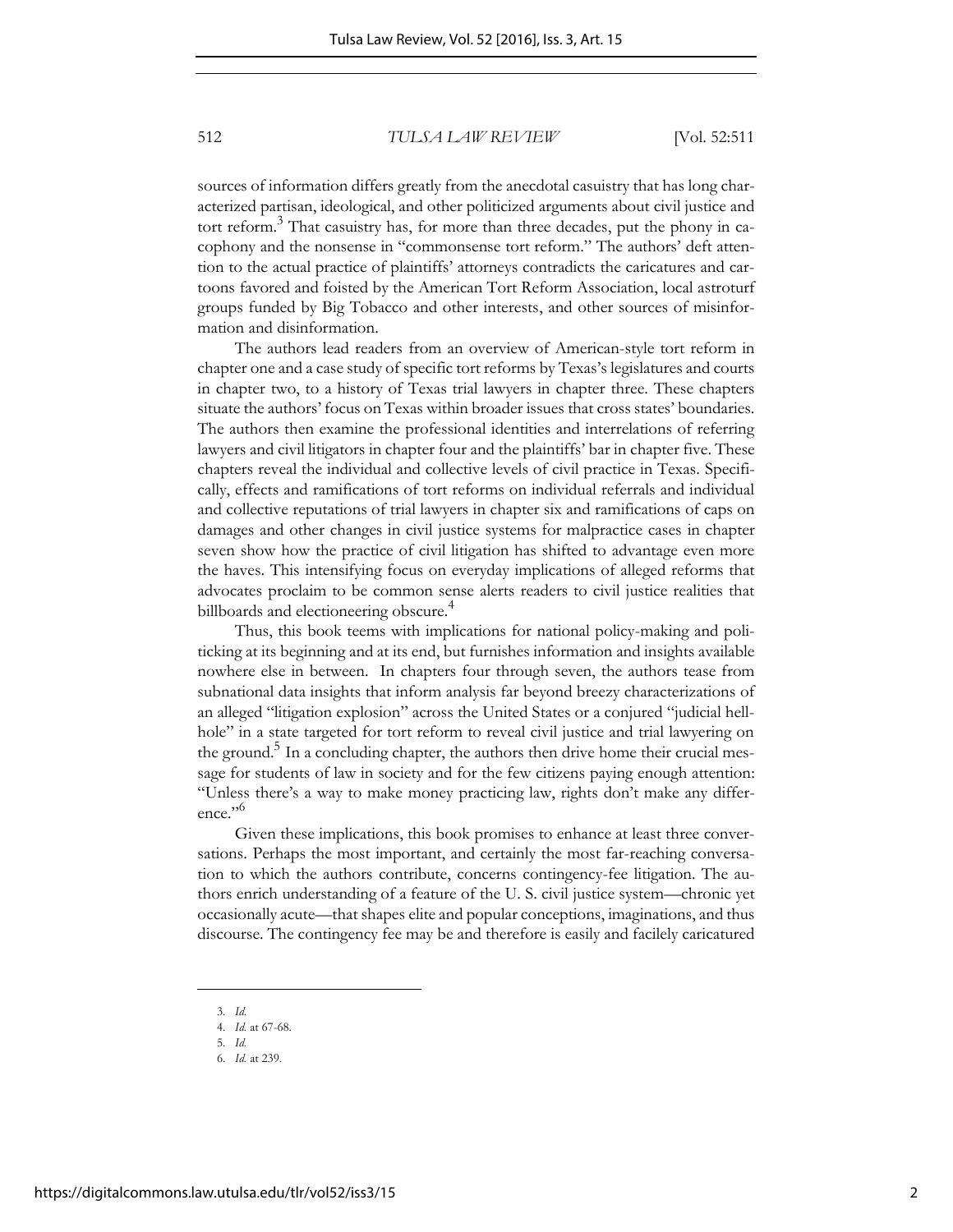sources of information differs greatly from the anecdotal casuistry that has long characterized partisan, ideological, and other politicized arguments about civil justice and tort reform.[3] That casuistry has, for more than three decades, put the phony in cacophony and the nonsense in "commonsense tort reform." The authors' deft attention to the actual practice of plaintiffs' attorneys contradicts the caricatures and cartoons favored and foisted by the American Tort Reform Association, local astroturf groups funded by Big Tobacco and other interests, and other sources of misinformation and disinformation.

The authors lead readers from an overview of American-style tort reform in chapter one and a case study of specific tort reforms by Texas's legislatures and courts in chapter two, to a history of Texas trial lawyers in chapter three. These chapters situate the authors' focus on Texas within broader issues that cross states' boundaries. The authors then examine the professional identities and interrelations of referring lawyers and civil litigators in chapter four and the plaintiffs' bar in chapter five. These chapters reveal the individual and collective levels of civil practice in Texas. Specifically, effects and ramifications of tort reforms on individual referrals and individual and collective reputations of trial lawyers in chapter six and ramifications of caps on damages and other changes in civil justice systems for malpractice cases in chapter seven show how the practice of civil litigation has shifted to advantage even more the haves. This intensifying focus on everyday implications of alleged reforms that advocates proclaim to be common sense alerts readers to civil justice realities that billboards and electioneering obscure.[4]

Thus, this book teems with implications for national policy-making and politicking at its beginning and at its end, but furnishes information and insights available nowhere else in between. In chapters four through seven, the authors tease from subnational data insights that inform analysis far beyond breezy characterizations of an alleged "litigation explosion" across the United States or a conjured "judicial hellhole" in a state targeted for tort reform to reveal civil justice and trial lawyering on the ground.[5] In a concluding chapter, the authors then drive home their crucial message for students of law in society and for the few citizens paying enough attention: "Unless there's a way to make money practicing law, rights don't make any difference."[6]

Given these implications, this book promises to enhance at least three conversations. Perhaps the most important, and certainly the most far-reaching conversation to which the authors contribute, concerns contingency-fee litigation. The authors enrich understanding of a feature of the U. S. civil justice system—chronic yet occasionally acute—that shapes elite and popular conceptions, imaginations, and thus discourse. The contingency fee may be and therefore is easily and facilely caricatured

3. *Id.*
4. *Id.* at 67-68.
5. *Id.*
6. *Id.* at 239.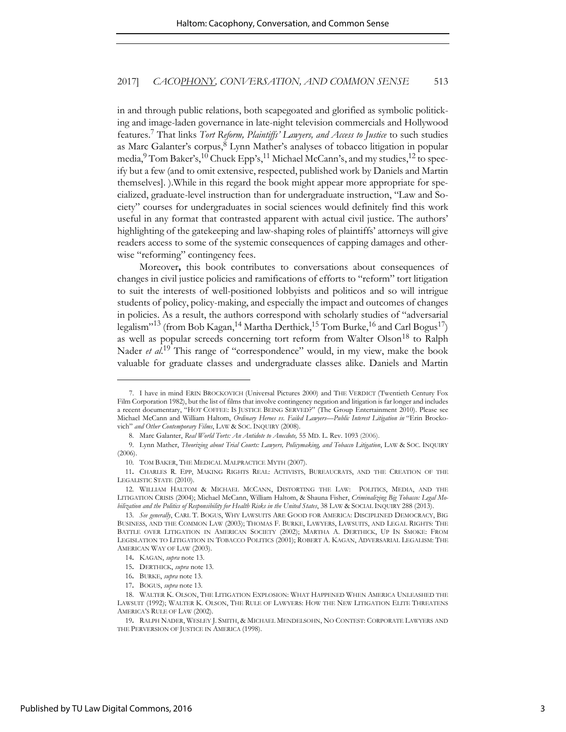in and through public relations, both scapegoated and glorified as symbolic politicking and image-laden governance in late-night television commercials and Hollywood features.[7] That links *Tort Reform, Plaintiffs' Lawyers, and Access to Justice* to such studies as Marc Galanter's corpus,[8] Lynn Mather's analyses of tobacco litigation in popular media,[9] Tom Baker's,[10] Chuck Epp's,[11] Michael McCann's, and my studies,[12] to specify but a few (and to omit extensive, respected, published work by Daniels and Martin themselves]. ).While in this regard the book might appear more appropriate for specialized, graduate-level instruction than for undergraduate instruction, "Law and Society" courses for undergraduates in social sciences would definitely find this work useful in any format that contrasted apparent with actual civil justice. The authors' highlighting of the gatekeeping and law-shaping roles of plaintiffs' attorneys will give readers access to some of the systemic consequences of capping damages and otherwise "reforming" contingency fees.

Moreover**,** this book contributes to conversations about consequences of changes in civil justice policies and ramifications of efforts to "reform" tort litigation to suit the interests of well-positioned lobbyists and politicos and so will intrigue students of policy, policy-making, and especially the impact and outcomes of changes in policies. As a result, the authors correspond with scholarly studies of "adversarial legalism"[13] (from Bob Kagan,[14] Martha Derthick,[15] Tom Burke,[16] and Carl Bogus[17]) as well as popular screeds concerning tort reform from Walter Olson[18] to Ralph Nader *et al*.[19] This range of "correspondence" would, in my view, make the book valuable for graduate classes and undergraduate classes alike. Daniels and Martin

---

7. I have in mind ERIN BROCKOVICH (Universal Pictures 2000) and THE VERDICT (Twentieth Century Fox Film Corporation 1982), but the list of films that involve contingency negation and litigation is far longer and includes a recent documentary, "HOT COFFEE: IS JUSTICE BEING SERVED?" (The Group Entertainment 2010). Please see Michael McCann and William Haltom, *Ordinary Heroes vs. Failed Lawyers—Public Interest Litigation in* "Erin Brockovich" *and Other Contemporary Films*, LAW & SOC. INQUIRY (2008).

8. Marc Galanter, *Real World Torts: An Antidote to Anecdote,* 55 MD. L. Rev. 1093 (2006).

9. Lynn Mather, *Theorizing about Trial Courts: Lawyers, Policymaking, and Tobacco Litigation*, LAW & SOC. INQUIRY (2006).

10. TOM BAKER, THE MEDICAL MALPRACTICE MYTH (2007).

11. CHARLES R. EPP, MAKING RIGHTS REAL: ACTIVISTS, BUREAUCRATS, AND THE CREATION OF THE LEGALISTIC STATE (2010).

12. WILLIAM HALTOM & MICHAEL MCCANN, DISTORTING THE LAW: POLITICS, MEDIA, AND THE LITIGATION CRISIS (2004); Michael McCann, William Haltom, & Shauna Fisher, *Criminalizing Big Tobacco: Legal Mobilization and the Politics of Responsibility for Health Risks in the United States*, 38 LAW & SOCIAL INQUIRY 288 (2013).

13. *See generally*, CARL T. BOGUS, WHY LAWSUITS ARE GOOD FOR AMERICA: DISCIPLINED DEMOCRACY, BIG BUSINESS, AND THE COMMON LAW (2003); THOMAS F. BURKE, LAWYERS, LAWSUITS, AND LEGAL RIGHTS: THE BATTLE OVER LITIGATION IN AMERICAN SOCIETY (2002); MARTHA A. DERTHICK, UP IN SMOKE: FROM LEGISLATION TO LITIGATION IN TOBACCO POLITICS (2001); ROBERT A. KAGAN, ADVERSARIAL LEGALISM: THE AMERICAN WAY OF LAW (2003).

14. KAGAN, *supra* note 13.

15. DERTHICK, *supra* note 13.

16. BURKE, *supra* note 13.

17. BOGUS, *supra* note 13.

18. WALTER K. OLSON, THE LITIGATION EXPLOSION: WHAT HAPPENED WHEN AMERICA UNLEASHED THE LAWSUIT (1992); WALTER K. OLSON, THE RULE OF LAWYERS: HOW THE NEW LITIGATION ELITE THREATENS AMERICA'S RULE OF LAW (2002).

19. RALPH NADER, WESLEY J. SMITH, & MICHAEL MENDELSOHN, NO CONTEST: CORPORATE LAWYERS AND THE PERVERSION OF JUSTICE IN AMERICA (1998).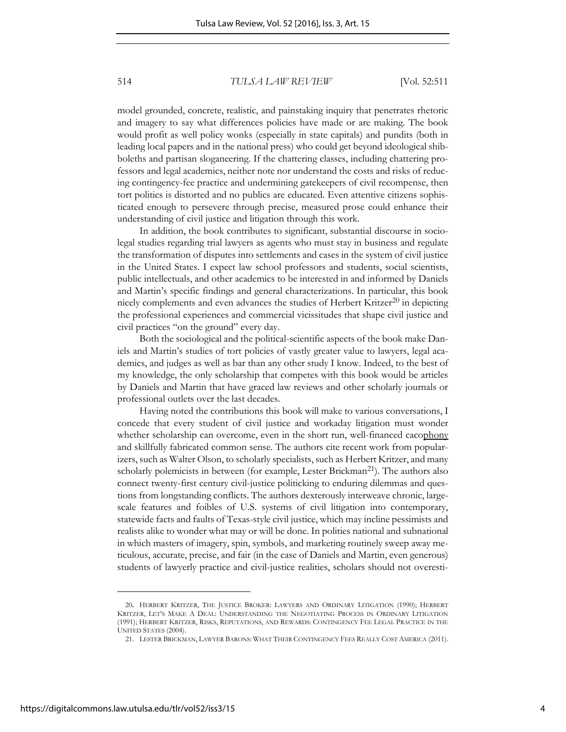model grounded, concrete, realistic, and painstaking inquiry that penetrates rhetoric and imagery to say what differences policies have made or are making. The book would profit as well policy wonks (especially in state capitals) and pundits (both in leading local papers and in the national press) who could get beyond ideological shibboleths and partisan sloganeering. If the chattering classes, including chattering professors and legal academics, neither note nor understand the costs and risks of reducing contingency-fee practice and undermining gatekeepers of civil recompense, then tort politics is distorted and no publics are educated. Even attentive citizens sophisticated enough to persevere through precise, measured prose could enhance their understanding of civil justice and litigation through this work.

In addition, the book contributes to significant, substantial discourse in sociolegal studies regarding trial lawyers as agents who must stay in business and regulate the transformation of disputes into settlements and cases in the system of civil justice in the United States. I expect law school professors and students, social scientists, public intellectuals, and other academics to be interested in and informed by Daniels and Martin's specific findings and general characterizations. In particular, this book nicely complements and even advances the studies of Herbert Kritzer[20] in depicting the professional experiences and commercial vicissitudes that shape civil justice and civil practices "on the ground" every day.

Both the sociological and the political-scientific aspects of the book make Daniels and Martin's studies of tort policies of vastly greater value to lawyers, legal academics, and judges as well as bar than any other study I know. Indeed, to the best of my knowledge, the only scholarship that competes with this book would be articles by Daniels and Martin that have graced law reviews and other scholarly journals or professional outlets over the last decades.

Having noted the contributions this book will make to various conversations, I concede that every student of civil justice and workaday litigation must wonder whether scholarship can overcome, even in the short run, well-financed cacophony and skillfully fabricated common sense. The authors cite recent work from popularizers, such as Walter Olson, to scholarly specialists, such as Herbert Kritzer, and many scholarly polemicists in between (for example, Lester Brickman[21]). The authors also connect twenty-first century civil-justice politicking to enduring dilemmas and questions from longstanding conflicts. The authors dexterously interweave chronic, large-scale features and foibles of U.S. systems of civil litigation into contemporary, statewide facts and faults of Texas-style civil justice, which may incline pessimists and realists alike to wonder what may or will be done. In polities national and subnational in which masters of imagery, spin, symbols, and marketing routinely sweep away meticulous, accurate, precise, and fair (in the case of Daniels and Martin, even generous) students of lawyerly practice and civil-justice realities, scholars should not overesti-

---

20. HERBERT KRITZER, THE JUSTICE BROKER: LAWYERS AND ORDINARY LITIGATION (1990); HERBERT KRITZER, LET'S MAKE A DEAL: UNDERSTANDING THE NEGOTIATING PROCESS IN ORDINARY LITIGATION (1991); HERBERT KRITZER, RISKS, REPUTATIONS, AND REWARDS: CONTINGENCY FEE LEGAL PRACTICE IN THE UNITED STATES (2004).

21. LESTER BRICKMAN, LAWYER BARONS: WHAT THEIR CONTINGENCY FEES REALLY COST AMERICA (2011).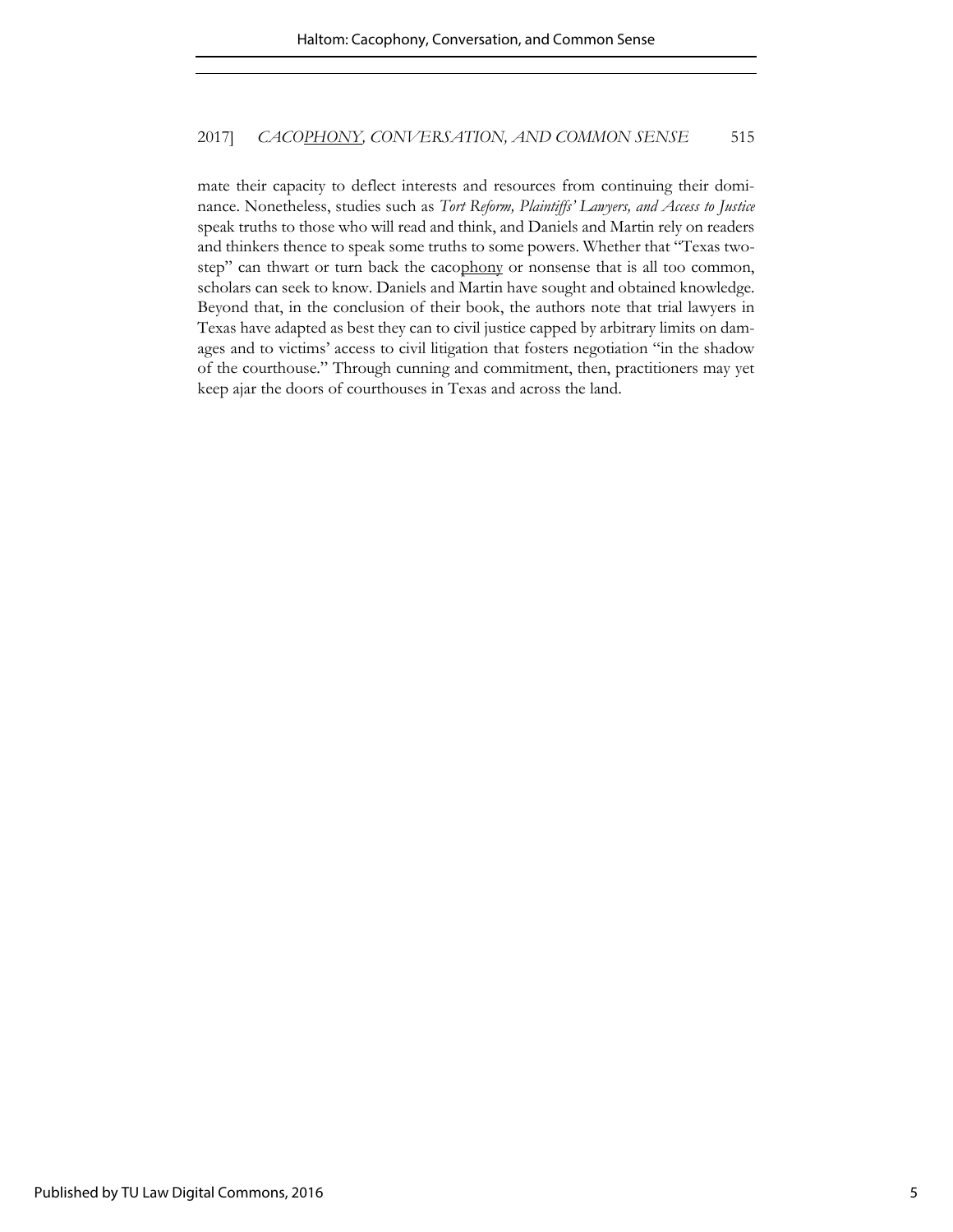mate their capacity to deflect interests and resources from continuing their dominance. Nonetheless, studies such as *Tort Reform, Plaintiffs' Lawyers, and Access to Justice* speak truths to those who will read and think, and Daniels and Martin rely on readers and thinkers thence to speak some truths to some powers. Whether that "Texas two-step" can thwart or turn back the caco<u>phony</u> or nonsense that is all too common, scholars can seek to know. Daniels and Martin have sought and obtained knowledge. Beyond that, in the conclusion of their book, the authors note that trial lawyers in Texas have adapted as best they can to civil justice capped by arbitrary limits on damages and to victims' access to civil litigation that fosters negotiation "in the shadow of the courthouse." Through cunning and commitment, then, practitioners may yet keep ajar the doors of courthouses in Texas and across the land.